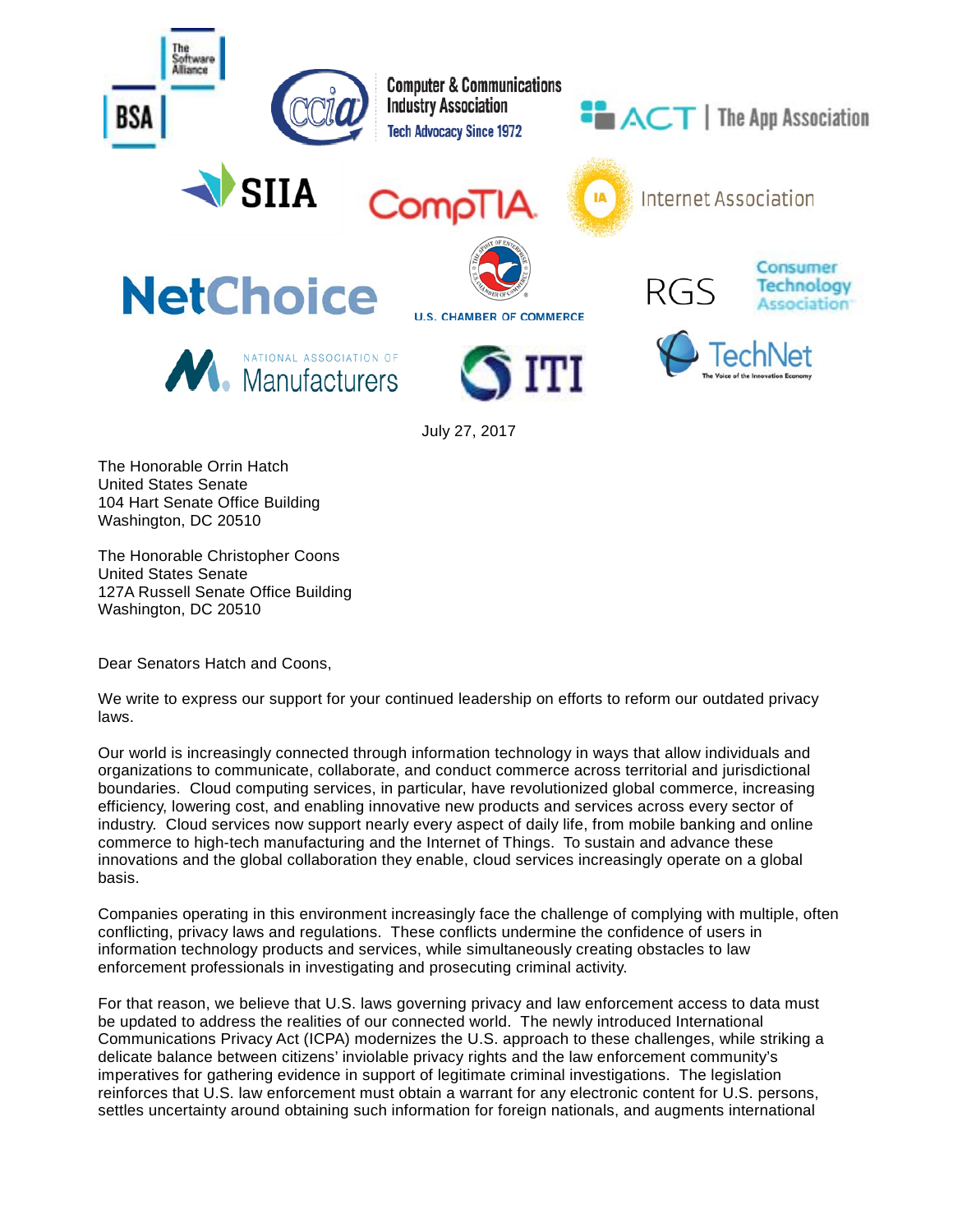July 27, 2017

The Honorable Orrin Hatch
United States Senate
104 Hart Senate Office Building
Washington, DC 20510

The Honorable Christopher Coons
United States Senate
127A Russell Senate Office Building
Washington, DC 20510

Dear Senators Hatch and Coons,

We write to express our support for your continued leadership on efforts to reform our outdated privacy laws.

Our world is increasingly connected through information technology in ways that allow individuals and organizations to communicate, collaborate, and conduct commerce across territorial and jurisdictional boundaries. Cloud computing services, in particular, have revolutionized global commerce, increasing efficiency, lowering cost, and enabling innovative new products and services across every sector of industry. Cloud services now support nearly every aspect of daily life, from mobile banking and online commerce to high-tech manufacturing and the Internet of Things. To sustain and advance these innovations and the global collaboration they enable, cloud services increasingly operate on a global basis.

Companies operating in this environment increasingly face the challenge of complying with multiple, often conflicting, privacy laws and regulations. These conflicts undermine the confidence of users in information technology products and services, while simultaneously creating obstacles to law enforcement professionals in investigating and prosecuting criminal activity.

For that reason, we believe that U.S. laws governing privacy and law enforcement access to data must be updated to address the realities of our connected world. The newly introduced International Communications Privacy Act (ICPA) modernizes the U.S. approach to these challenges, while striking a delicate balance between citizens' inviolable privacy rights and the law enforcement community's imperatives for gathering evidence in support of legitimate criminal investigations. The legislation reinforces that U.S. law enforcement must obtain a warrant for any electronic content for U.S. persons, settles uncertainty around obtaining such information for foreign nationals, and augments international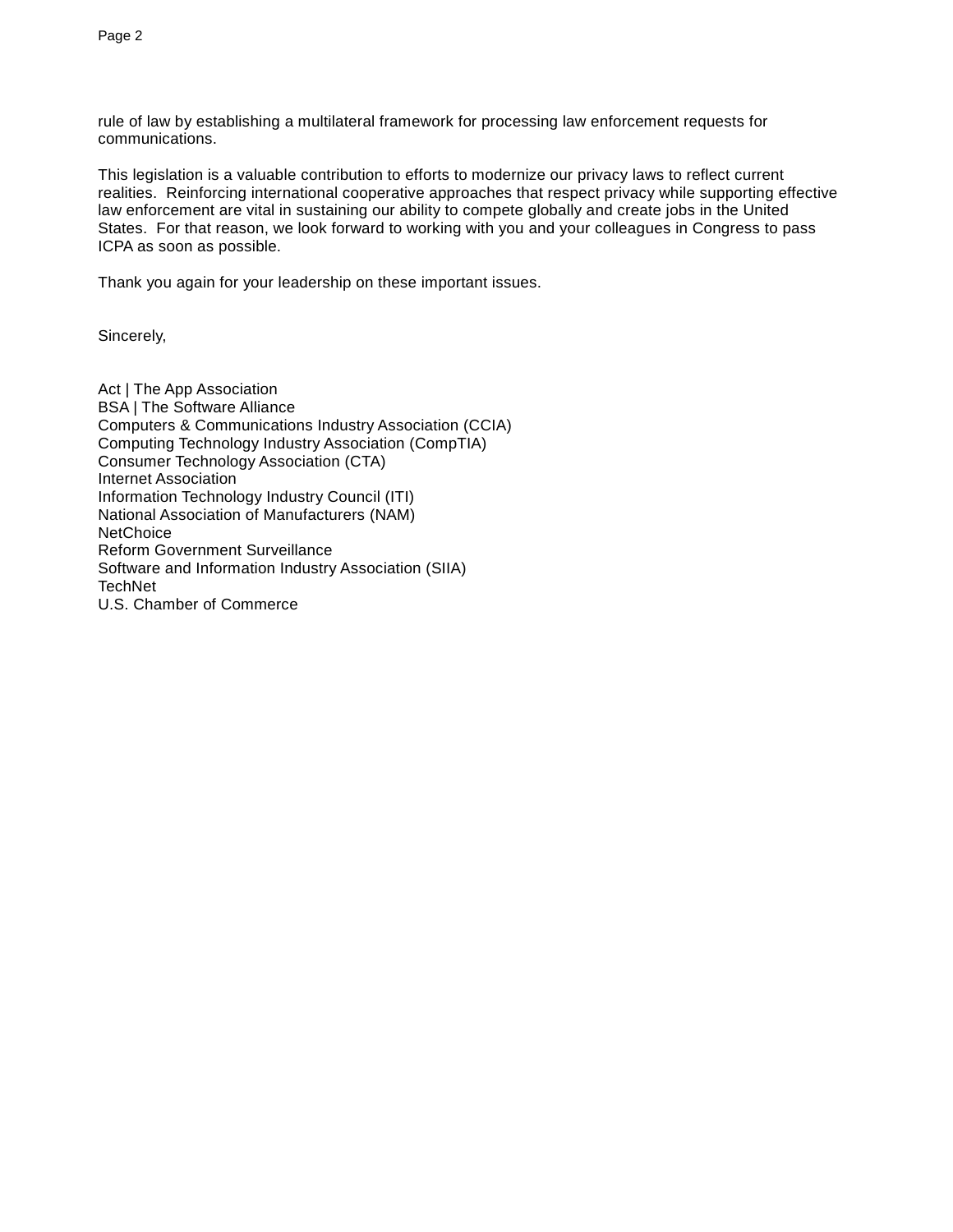rule of law by establishing a multilateral framework for processing law enforcement requests for communications.

This legislation is a valuable contribution to efforts to modernize our privacy laws to reflect current realities. Reinforcing international cooperative approaches that respect privacy while supporting effective law enforcement are vital in sustaining our ability to compete globally and create jobs in the United States. For that reason, we look forward to working with you and your colleagues in Congress to pass ICPA as soon as possible.

Thank you again for your leadership on these important issues.

Sincerely,

Act | The App Association
BSA | The Software Alliance
Computers & Communications Industry Association (CCIA)
Computing Technology Industry Association (CompTIA)
Consumer Technology Association (CTA)
Internet Association
Information Technology Industry Council (ITI)
National Association of Manufacturers (NAM)
NetChoice
Reform Government Surveillance
Software and Information Industry Association (SIIA)
TechNet
U.S. Chamber of Commerce